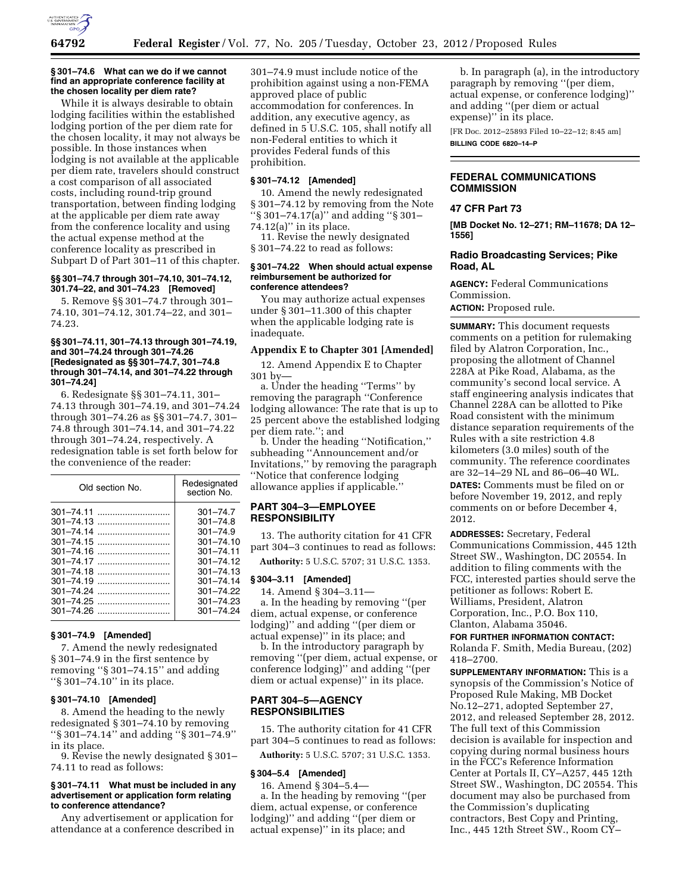### § 301–74.6 What can we do if we cannot find an appropriate conference facility at the chosen locality per diem rate?

While it is always desirable to obtain lodging facilities within the established lodging portion of the per diem rate for the chosen locality, it may not always be possible. In those instances when lodging is not available at the applicable per diem rate, travelers should construct a cost comparison of all associated costs, including round-trip ground transportation, between finding lodging at the applicable per diem rate away from the conference locality and using the actual expense method at the conference locality as prescribed in Subpart D of Part 301–11 of this chapter.

### §§ 301–74.7 through 301–74.10, 301–74.12, 301.74–22, and 301–74.23 [Removed]

5. Remove §§ 301–74.7 through 301–74.10, 301–74.12, 301.74–22, and 301–74.23.

### §§ 301–74.11, 301–74.13 through 301–74.19, and 301–74.24 through 301–74.26 [Redesignated as §§ 301–74.7, 301–74.8 through 301–74.14, and 301–74.22 through 301–74.24]

6. Redesignate §§ 301–74.11, 301–74.13 through 301–74.19, and 301–74.24 through 301–74.26 as §§ 301–74.7, 301–74.8 through 301–74.14, and 301–74.22 through 301–74.24, respectively. A redesignation table is set forth below for the convenience of the reader:

| Old section No. | Redesignated section No. |
|---|---|
| 301–74.11 | 301–74.7 |
| 301–74.13 | 301–74.8 |
| 301–74.14 | 301–74.9 |
| 301–74.15 | 301–74.10 |
| 301–74.16 | 301–74.11 |
| 301–74.17 | 301–74.12 |
| 301–74.18 | 301–74.13 |
| 301–74.19 | 301–74.14 |
| 301–74.24 | 301–74.22 |
| 301–74.25 | 301–74.23 |
| 301–74.26 | 301–74.24 |

### § 301–74.9 [Amended]

7. Amend the newly redesignated § 301–74.9 in the first sentence by removing "§ 301–74.15" and adding "§ 301–74.10" in its place.

### § 301–74.10 [Amended]

8. Amend the heading to the newly redesignated § 301–74.10 by removing "§ 301–74.14" and adding "§ 301–74.9" in its place.

9. Revise the newly designated § 301–74.11 to read as follows:

### § 301–74.11 What must be included in any advertisement or application form relating to conference attendance?

Any advertisement or application for attendance at a conference described in 301–74.9 must include notice of the prohibition against using a non-FEMA approved place of public accommodation for conferences. In addition, any executive agency, as defined in 5 U.S.C. 105, shall notify all non-Federal entities to which it provides Federal funds of this prohibition.

### § 301–74.12 [Amended]

10. Amend the newly redesignated § 301–74.12 by removing from the Note "§ 301–74.17(a)" and adding "§ 301–74.12(a)" in its place.

11. Revise the newly designated § 301–74.22 to read as follows:

### § 301–74.22 When should actual expense reimbursement be authorized for conference attendees?

You may authorize actual expenses under § 301–11.300 of this chapter when the applicable lodging rate is inadequate.

### Appendix E to Chapter 301 [Amended]

12. Amend Appendix E to Chapter 301 by—

a. Under the heading "Terms" by removing the paragraph "Conference lodging allowance: The rate that is up to 25 percent above the established lodging per diem rate."; and

b. Under the heading "Notification," subheading "Announcement and/or Invitations," by removing the paragraph "Notice that conference lodging allowance applies if applicable."

## PART 304–3—EMPLOYEE RESPONSIBILITY

13. The authority citation for 41 CFR part 304–3 continues to read as follows:

**Authority:** 5 U.S.C. 5707; 31 U.S.C. 1353.

### § 304–3.11 [Amended]

14. Amend § 304–3.11—

a. In the heading by removing "(per diem, actual expense, or conference lodging)" and adding "(per diem or actual expense)" in its place; and

b. In the introductory paragraph by removing "(per diem, actual expense, or conference lodging)" and adding "(per diem or actual expense)" in its place.

## PART 304–5—AGENCY RESPONSIBILITIES

15. The authority citation for 41 CFR part 304–5 continues to read as follows:

**Authority:** 5 U.S.C. 5707; 31 U.S.C. 1353.

### § 304–5.4 [Amended]

16. Amend § 304–5.4—

a. In the heading by removing "(per diem, actual expense, or conference lodging)" and adding "(per diem or actual expense)" in its place; and

b. In paragraph (a), in the introductory paragraph by removing "(per diem, actual expense, or conference lodging)" and adding "(per diem or actual expense)" in its place.

[FR Doc. 2012–25893 Filed 10–22–12; 8:45 am]

**BILLING CODE 6820–14–P**

---

## FEDERAL COMMUNICATIONS COMMISSION

### 47 CFR Part 73

**[MB Docket No. 12–271; RM–11678; DA 12–1556]**

### Radio Broadcasting Services; Pike Road, AL

**AGENCY:** Federal Communications Commission.

**ACTION:** Proposed rule.

**SUMMARY:** This document requests comments on a petition for rulemaking filed by Alatron Corporation, Inc., proposing the allotment of Channel 228A at Pike Road, Alabama, as the community's second local service. A staff engineering analysis indicates that Channel 228A can be allotted to Pike Road consistent with the minimum distance separation requirements of the Rules with a site restriction 4.8 kilometers (3.0 miles) south of the community. The reference coordinates are 32–14–29 NL and 86–06–40 WL.

**DATES:** Comments must be filed on or before November 19, 2012, and reply comments on or before December 4, 2012.

**ADDRESSES:** Secretary, Federal Communications Commission, 445 12th Street SW., Washington, DC 20554. In addition to filing comments with the FCC, interested parties should serve the petitioner as follows: Robert E. Williams, President, Alatron Corporation, Inc., P.O. Box 110, Clanton, Alabama 35046.

**FOR FURTHER INFORMATION CONTACT:** Rolanda F. Smith, Media Bureau, (202) 418–2700.

**SUPPLEMENTARY INFORMATION:** This is a synopsis of the Commission's Notice of Proposed Rule Making, MB Docket No.12–271, adopted September 27, 2012, and released September 28, 2012. The full text of this Commission decision is available for inspection and copying during normal business hours in the FCC's Reference Information Center at Portals II, CY–A257, 445 12th Street SW., Washington, DC 20554. This document may also be purchased from the Commission's duplicating contractors, Best Copy and Printing, Inc., 445 12th Street SW., Room CY–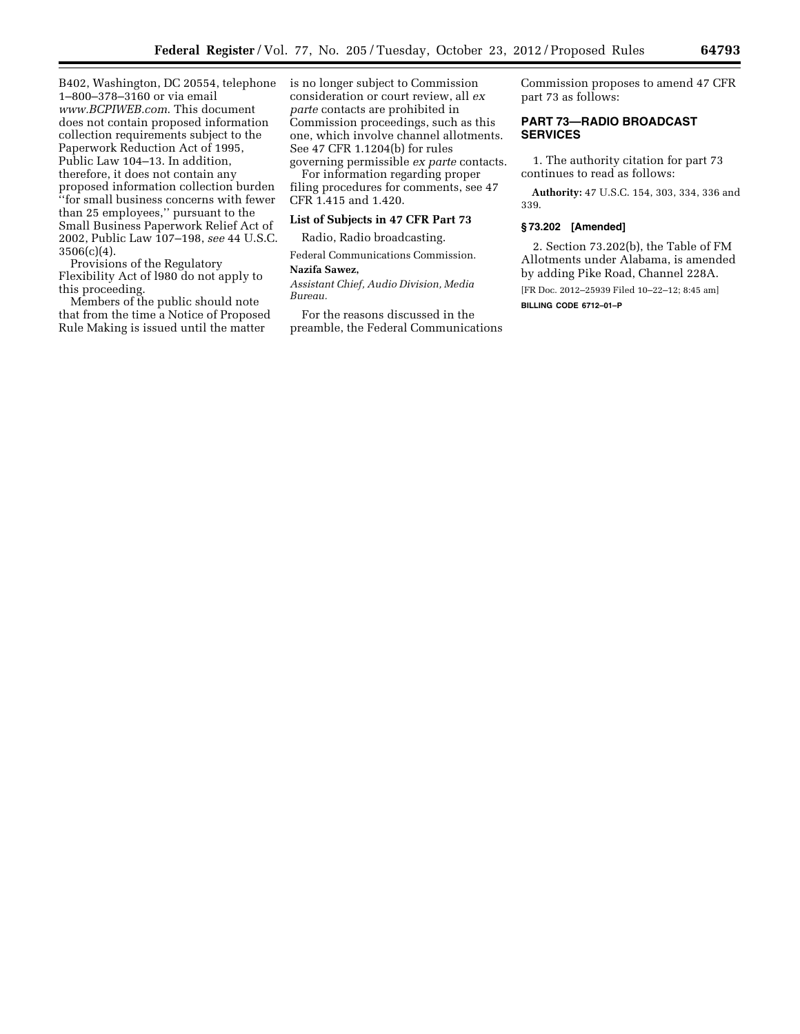B402, Washington, DC 20554, telephone 1–800–378–3160 or via email *www.BCPIWEB.com*. This document does not contain proposed information collection requirements subject to the Paperwork Reduction Act of 1995, Public Law 104–13. In addition, therefore, it does not contain any proposed information collection burden ''for small business concerns with fewer than 25 employees,'' pursuant to the Small Business Paperwork Relief Act of 2002, Public Law 107–198, *see* 44 U.S.C. 3506(c)(4).

Provisions of the Regulatory Flexibility Act of l980 do not apply to this proceeding.

Members of the public should note that from the time a Notice of Proposed Rule Making is issued until the matter is no longer subject to Commission consideration or court review, all *ex parte* contacts are prohibited in Commission proceedings, such as this one, which involve channel allotments. See 47 CFR 1.1204(b) for rules governing permissible *ex parte* contacts.

For information regarding proper filing procedures for comments, see 47 CFR 1.415 and 1.420.

### List of Subjects in 47 CFR Part 73

Radio, Radio broadcasting.

Federal Communications Commission.

**Nazifa Sawez,**

*Assistant Chief, Audio Division, Media Bureau.*

For the reasons discussed in the preamble, the Federal Communications Commission proposes to amend 47 CFR part 73 as follows:

## PART 73—RADIO BROADCAST SERVICES

1. The authority citation for part 73 continues to read as follows:

**Authority:** 47 U.S.C. 154, 303, 334, 336 and 339.

### § 73.202 [Amended]

2. Section 73.202(b), the Table of FM Allotments under Alabama, is amended by adding Pike Road, Channel 228A.

[FR Doc. 2012–25939 Filed 10–22–12; 8:45 am]

**BILLING CODE 6712–01–P**